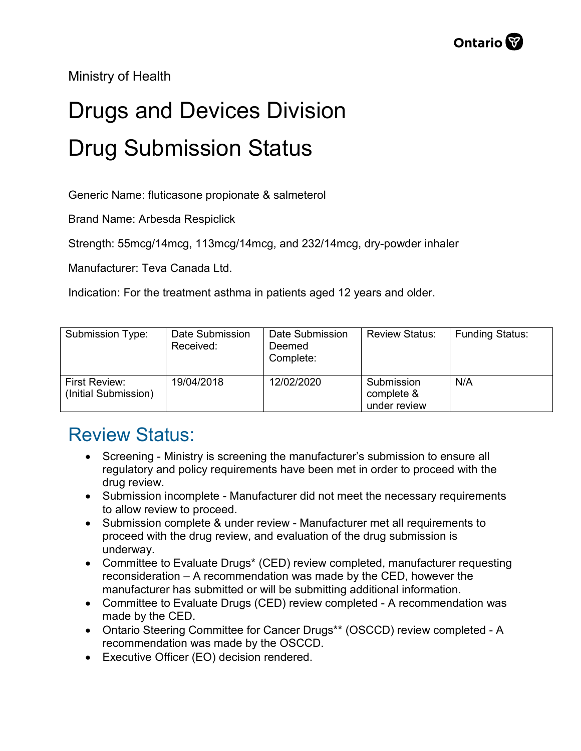Ministry of Health

# Drugs and Devices Division

# Drug Submission Status

Generic Name: fluticasone propionate & salmeterol

Brand Name: Arbesda Respiclick

Strength: 55mcg/14mcg, 113mcg/14mcg, and 232/14mcg, dry-powder inhaler

Manufacturer: Teva Canada Ltd.

Indication: For the treatment asthma in patients aged 12 years and older.

| Submission Type: | Date Submission Received: | Date Submission Deemed Complete: | Review Status: | Funding Status: |
|---|---|---|---|---|
| First Review: (Initial Submission) | 19/04/2018 | 12/02/2020 | Submission complete & under review | N/A |

## Review Status:

- Screening - Ministry is screening the manufacturer's submission to ensure all regulatory and policy requirements have been met in order to proceed with the drug review.
- Submission incomplete - Manufacturer did not meet the necessary requirements to allow review to proceed.
- Submission complete & under review - Manufacturer met all requirements to proceed with the drug review, and evaluation of the drug submission is underway.
- Committee to Evaluate Drugs* (CED) review completed, manufacturer requesting reconsideration – A recommendation was made by the CED, however the manufacturer has submitted or will be submitting additional information.
- Committee to Evaluate Drugs (CED) review completed - A recommendation was made by the CED.
- Ontario Steering Committee for Cancer Drugs** (OSCCD) review completed - A recommendation was made by the OSCCD.
- Executive Officer (EO) decision rendered.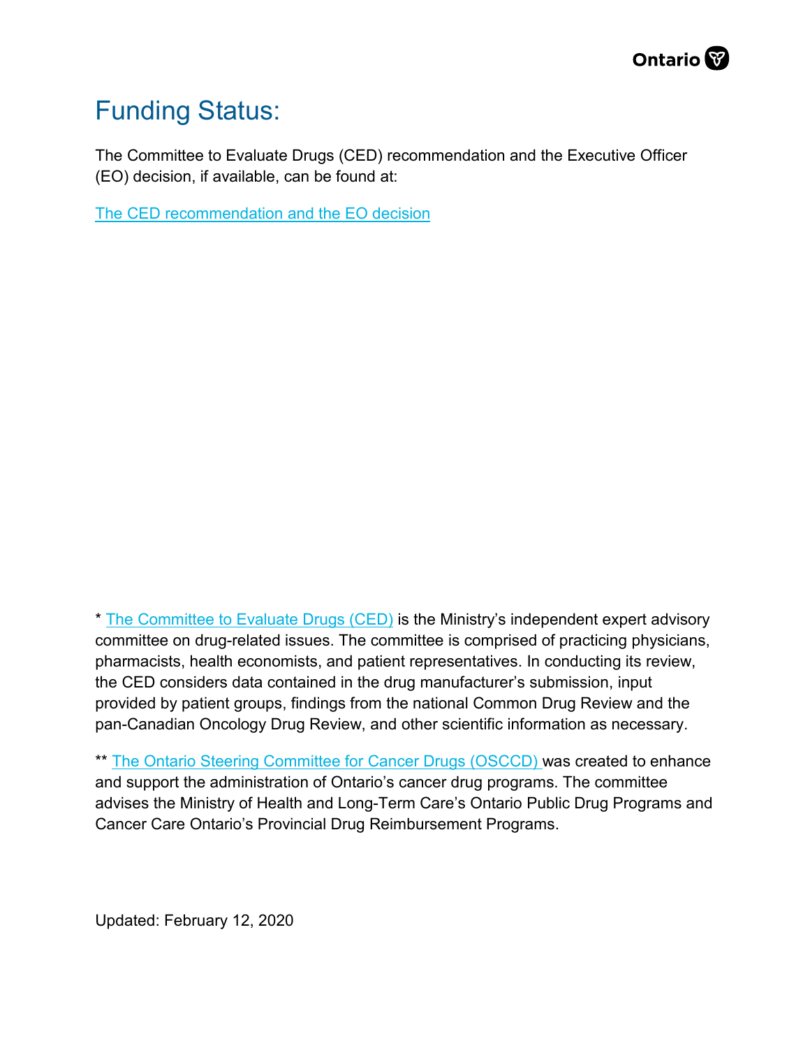# Funding Status:

The Committee to Evaluate Drugs (CED) recommendation and the Executive Officer (EO) decision, if available, can be found at:

The CED recommendation and the EO decision

* The Committee to Evaluate Drugs (CED) is the Ministry's independent expert advisory committee on drug-related issues. The committee is comprised of practicing physicians, pharmacists, health economists, and patient representatives. In conducting its review, the CED considers data contained in the drug manufacturer's submission, input provided by patient groups, findings from the national Common Drug Review and the pan-Canadian Oncology Drug Review, and other scientific information as necessary.

** The Ontario Steering Committee for Cancer Drugs (OSCCD) was created to enhance and support the administration of Ontario's cancer drug programs. The committee advises the Ministry of Health and Long-Term Care's Ontario Public Drug Programs and Cancer Care Ontario's Provincial Drug Reimbursement Programs.

Updated: February 12, 2020